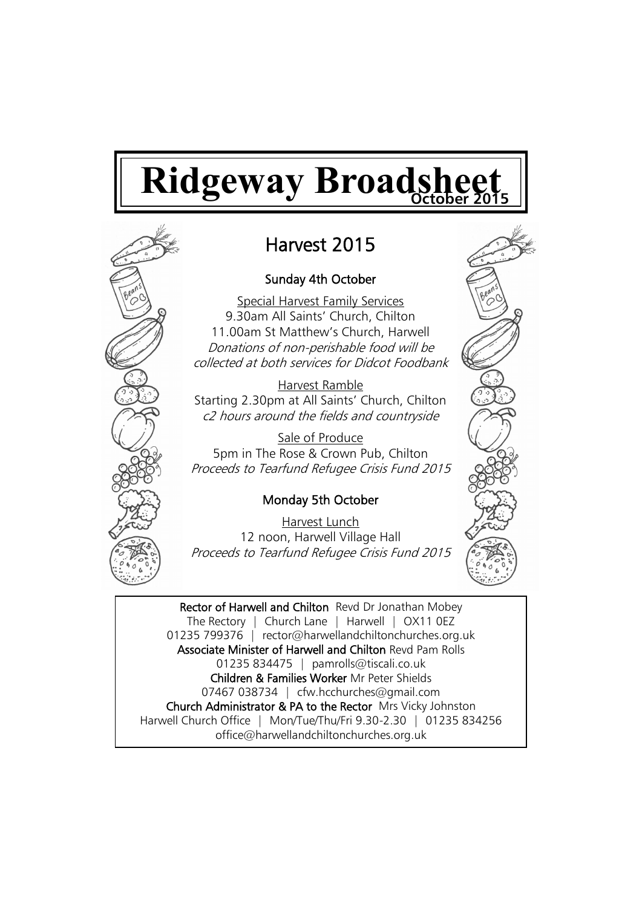# Ridgeway Broadsheet

October 2015

## Harvest 2015

### Sunday 4th October

Special Harvest Family Services
9.30am All Saints' Church, Chilton
11.00am St Matthew's Church, Harwell
*Donations of non-perishable food will be collected at both services for Didcot Foodbank*

Harvest Ramble
Starting 2.30pm at All Saints' Church, Chilton
*c2 hours around the fields and countryside*

Sale of Produce
5pm in The Rose & Crown Pub, Chilton
*Proceeds to Tearfund Refugee Crisis Fund 2015*

### Monday 5th October

Harvest Lunch
12 noon, Harwell Village Hall
*Proceeds to Tearfund Refugee Crisis Fund 2015*

---

**Rector of Harwell and Chilton** Revd Dr Jonathan Mobey
The Rectory | Church Lane | Harwell | OX11 0EZ
01235 799376 | rector@harwellandchiltonchurches.org.uk

**Associate Minister of Harwell and Chilton** Revd Pam Rolls
01235 834475 | pamrolls@tiscali.co.uk

**Children & Families Worker** Mr Peter Shields
07467 038734 | cfw.hcchurches@gmail.com

**Church Administrator & PA to the Rector** Mrs Vicky Johnston
Harwell Church Office | Mon/Tue/Thu/Fri 9.30-2.30 | 01235 834256
office@harwellandchiltonchurches.org.uk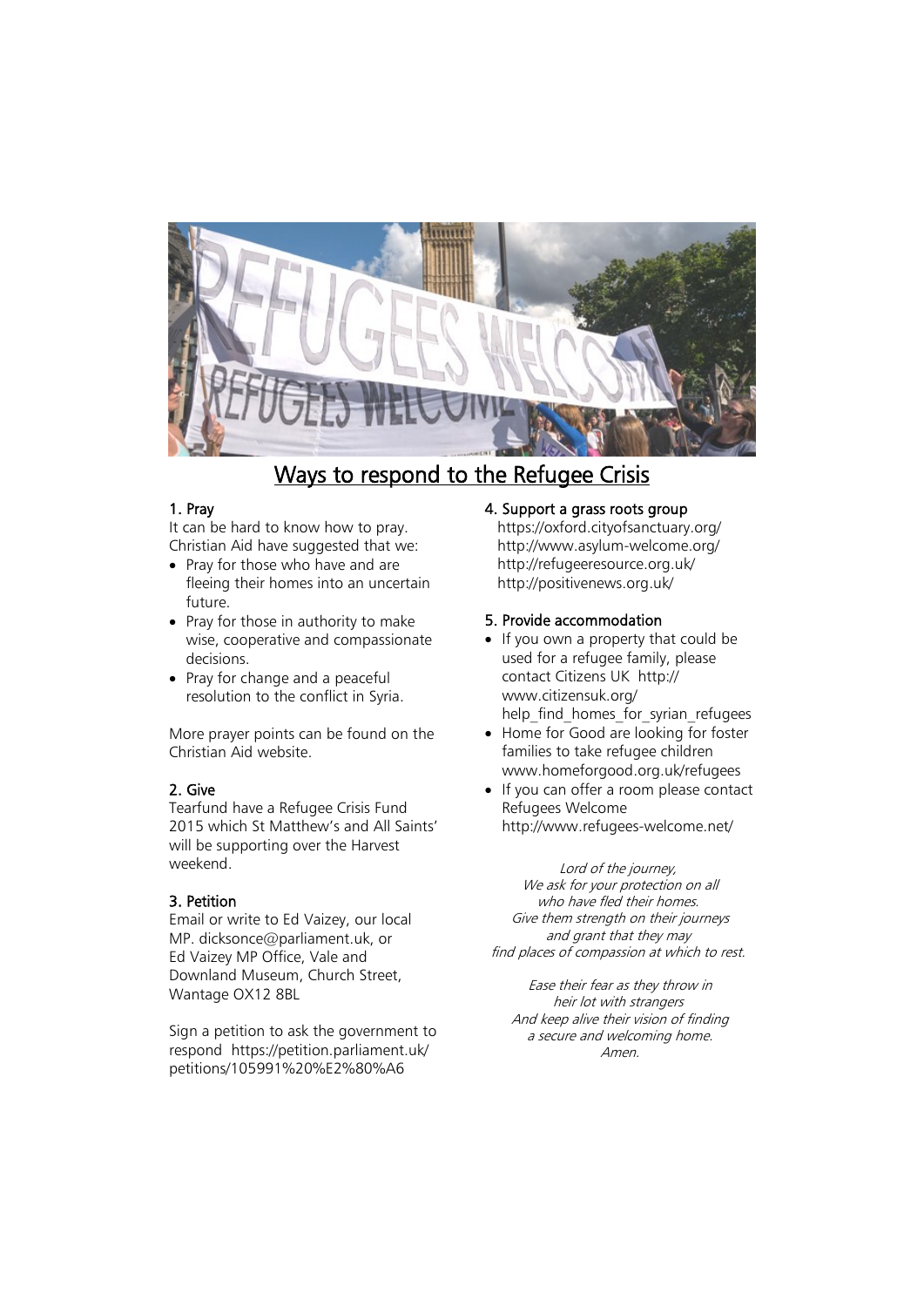# Ways to respond to the Refugee Crisis

### 1. Pray

It can be hard to know how to pray. Christian Aid have suggested that we:

- Pray for those who have and are fleeing their homes into an uncertain future.
- Pray for those in authority to make wise, cooperative and compassionate decisions.
- Pray for change and a peaceful resolution to the conflict in Syria.

More prayer points can be found on the Christian Aid website.

### 2. Give

Tearfund have a Refugee Crisis Fund 2015 which St Matthew's and All Saints' will be supporting over the Harvest weekend.

### 3. Petition

Email or write to Ed Vaizey, our local MP. dicksonce@parliament.uk, or Ed Vaizey MP Office, Vale and Downland Museum, Church Street, Wantage OX12 8BL

Sign a petition to ask the government to respond https://petition.parliament.uk/petitions/105991%20%E2%80%A6

### 4. Support a grass roots group

https://oxford.cityofsanctuary.org/
http://www.asylum-welcome.org/
http://refugeeresource.org.uk/
http://positivenews.org.uk/

### 5. Provide accommodation

- If you own a property that could be used for a refugee family, please contact Citizens UK http://www.citizensuk.org/help_find_homes_for_syrian_refugees
- Home for Good are looking for foster families to take refugee children www.homeforgood.org.uk/refugees
- If you can offer a room please contact Refugees Welcome http://www.refugees-welcome.net/

*Lord of the journey,*
*We ask for your protection on all*
*who have fled their homes.*
*Give them strength on their journeys*
*and grant that they may*
*find places of compassion at which to rest.*

*Ease their fear as they throw in*
*heir lot with strangers*
*And keep alive their vision of finding*
*a secure and welcoming home.*
*Amen.*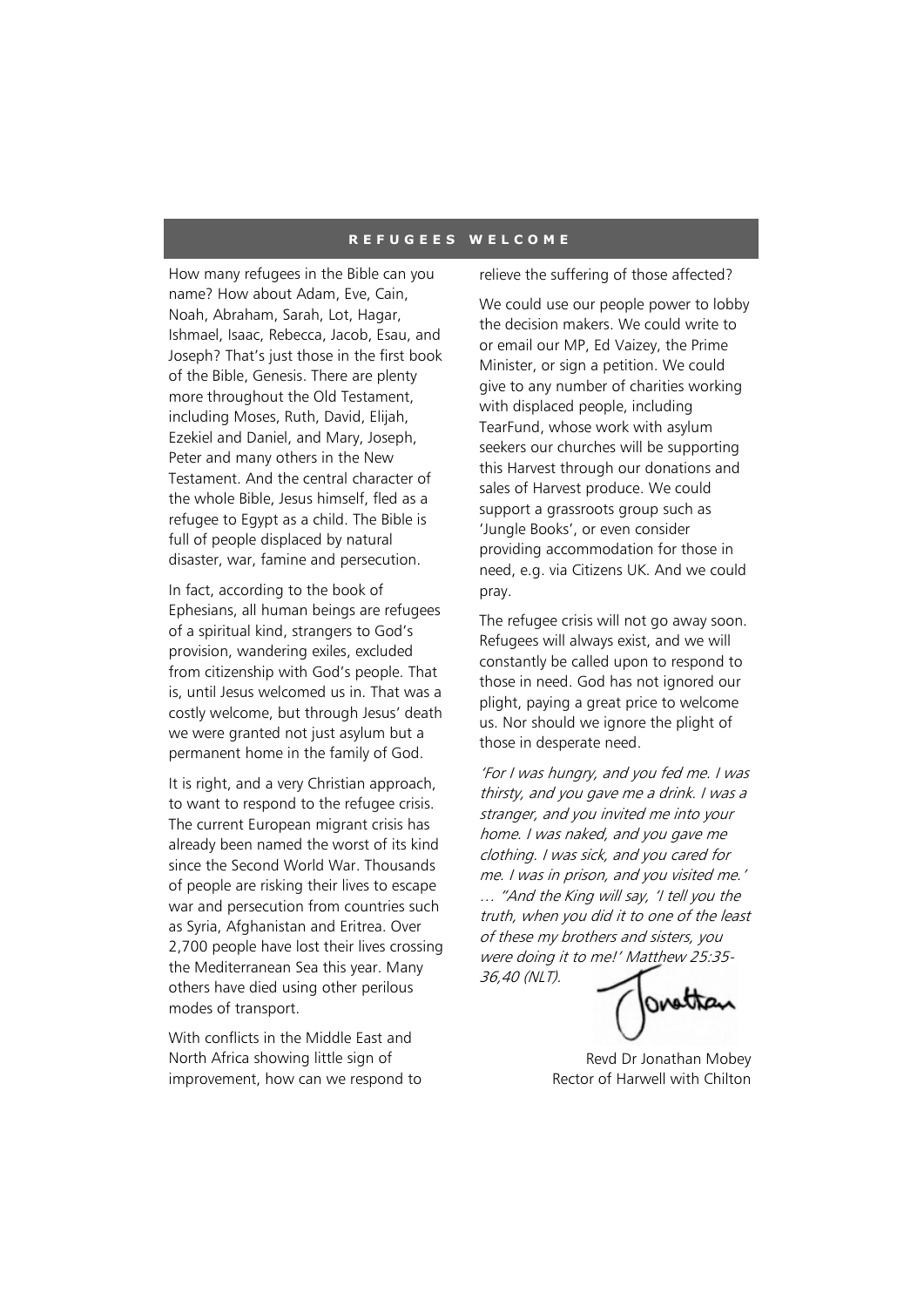## REFUGEES WELCOME

How many refugees in the Bible can you name? How about Adam, Eve, Cain, Noah, Abraham, Sarah, Lot, Hagar, Ishmael, Isaac, Rebecca, Jacob, Esau, and Joseph? That's just those in the first book of the Bible, Genesis. There are plenty more throughout the Old Testament, including Moses, Ruth, David, Elijah, Ezekiel and Daniel, and Mary, Joseph, Peter and many others in the New Testament. And the central character of the whole Bible, Jesus himself, fled as a refugee to Egypt as a child. The Bible is full of people displaced by natural disaster, war, famine and persecution.

In fact, according to the book of Ephesians, all human beings are refugees of a spiritual kind, strangers to God's provision, wandering exiles, excluded from citizenship with God's people. That is, until Jesus welcomed us in. That was a costly welcome, but through Jesus' death we were granted not just asylum but a permanent home in the family of God.

It is right, and a very Christian approach, to want to respond to the refugee crisis. The current European migrant crisis has already been named the worst of its kind since the Second World War. Thousands of people are risking their lives to escape war and persecution from countries such as Syria, Afghanistan and Eritrea. Over 2,700 people have lost their lives crossing the Mediterranean Sea this year. Many others have died using other perilous modes of transport.

With conflicts in the Middle East and North Africa showing little sign of improvement, how can we respond to relieve the suffering of those affected?

We could use our people power to lobby the decision makers. We could write to or email our MP, Ed Vaizey, the Prime Minister, or sign a petition. We could give to any number of charities working with displaced people, including TearFund, whose work with asylum seekers our churches will be supporting this Harvest through our donations and sales of Harvest produce. We could support a grassroots group such as 'Jungle Books', or even consider providing accommodation for those in need, e.g. via Citizens UK. And we could pray.

The refugee crisis will not go away soon. Refugees will always exist, and we will constantly be called upon to respond to those in need. God has not ignored our plight, paying a great price to welcome us. Nor should we ignore the plight of those in desperate need.

*'For I was hungry, and you fed me. I was thirsty, and you gave me a drink. I was a stranger, and you invited me into your home. I was naked, and you gave me clothing. I was sick, and you cared for me. I was in prison, and you visited me.' … "And the King will say, 'I tell you the truth, when you did it to one of the least of these my brothers and sisters, you were doing it to me!' Matthew 25:35-36,40 (NLT).*

Jonathan

Revd Dr Jonathan Mobey
Rector of Harwell with Chilton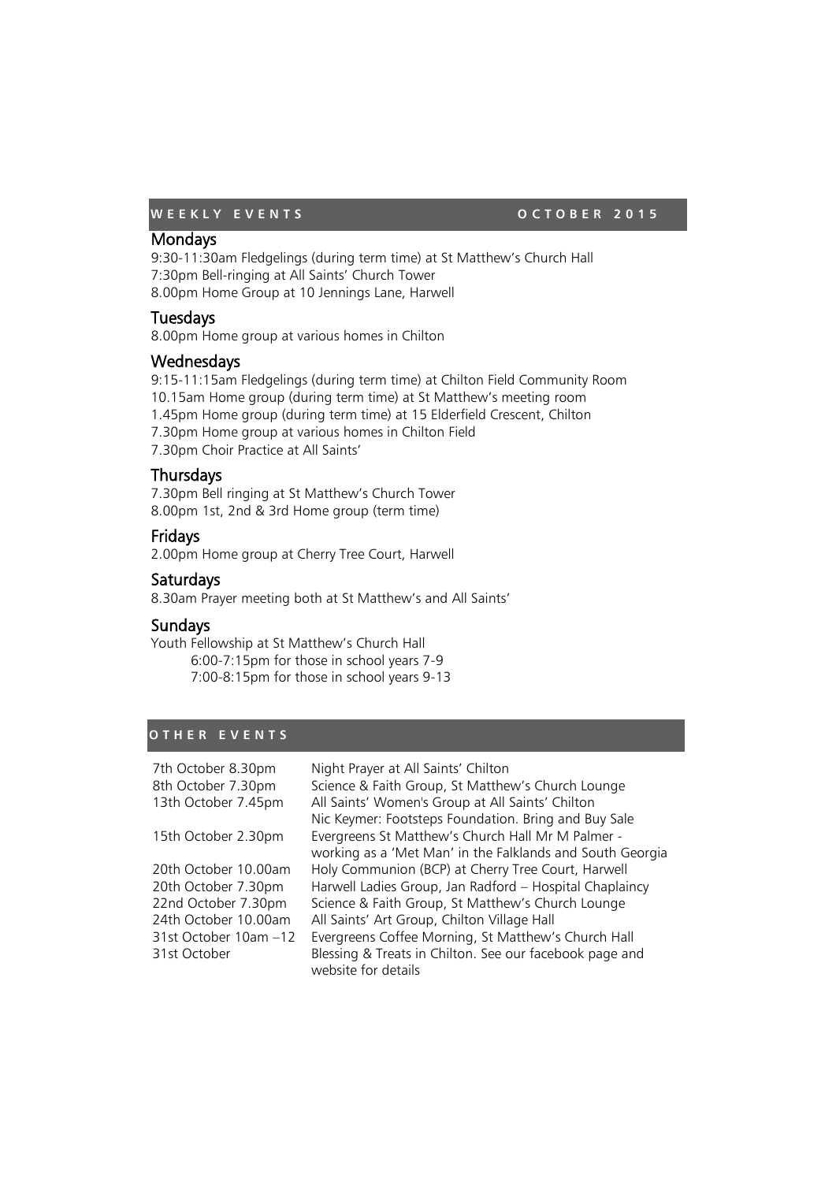## WEEKLY EVENTS — OCTOBER 2015

### Mondays

9:30-11:30am Fledgelings (during term time) at St Matthew's Church Hall
7:30pm Bell-ringing at All Saints' Church Tower
8.00pm Home Group at 10 Jennings Lane, Harwell

### Tuesdays

8.00pm Home group at various homes in Chilton

### Wednesdays

9:15-11:15am Fledgelings (during term time) at Chilton Field Community Room
10.15am Home group (during term time) at St Matthew's meeting room
1.45pm Home group (during term time) at 15 Elderfield Crescent, Chilton
7.30pm Home group at various homes in Chilton Field
7.30pm Choir Practice at All Saints'

### Thursdays

7.30pm Bell ringing at St Matthew's Church Tower
8.00pm 1st, 2nd & 3rd Home group (term time)

### Fridays

2.00pm Home group at Cherry Tree Court, Harwell

### Saturdays

8.30am Prayer meeting both at St Matthew's and All Saints'

### Sundays

Youth Fellowship at St Matthew's Church Hall
- 6:00-7:15pm for those in school years 7-9
- 7:00-8:15pm for those in school years 9-13

## OTHER EVENTS

| | |
|---|---|
| 7th October 8.30pm | Night Prayer at All Saints' Chilton |
| 8th October 7.30pm | Science & Faith Group, St Matthew's Church Lounge |
| 13th October 7.45pm | All Saints' Women's Group at All Saints' Chilton Nic Keymer: Footsteps Foundation. Bring and Buy Sale |
| 15th October 2.30pm | Evergreens St Matthew's Church Hall Mr M Palmer - working as a 'Met Man' in the Falklands and South Georgia |
| 20th October 10.00am | Holy Communion (BCP) at Cherry Tree Court, Harwell |
| 20th October 7.30pm | Harwell Ladies Group, Jan Radford – Hospital Chaplaincy |
| 22nd October 7.30pm | Science & Faith Group, St Matthew's Church Lounge |
| 24th October 10.00am | All Saints' Art Group, Chilton Village Hall |
| 31st October 10am –12 | Evergreens Coffee Morning, St Matthew's Church Hall |
| 31st October | Blessing & Treats in Chilton. See our facebook page and website for details |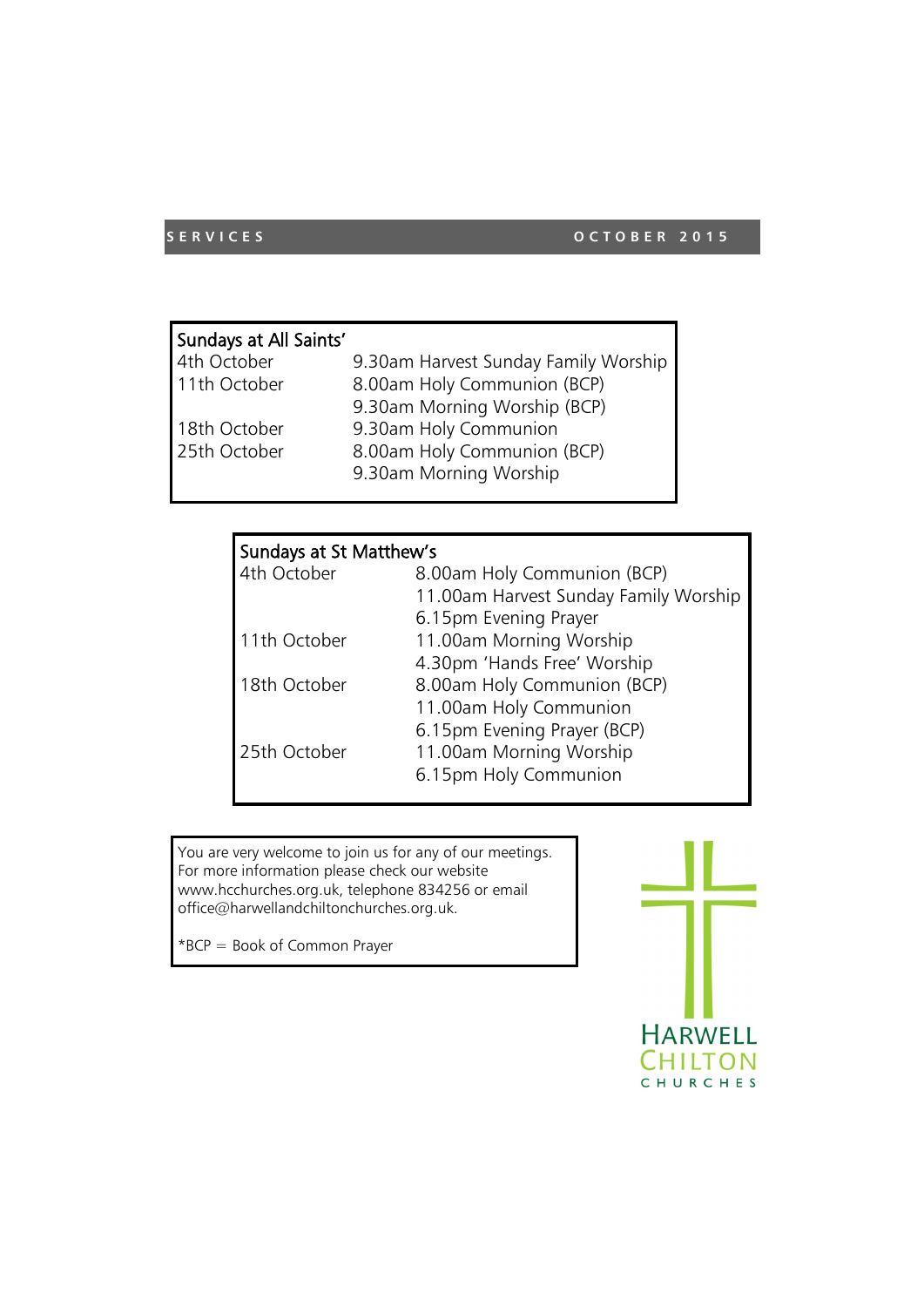# SERVICES — OCTOBER 2015

| Sundays at All Saints' | |
|---|---|
| 4th October | 9.30am Harvest Sunday Family Worship |
| 11th October | 8.00am Holy Communion (BCP) |
| | 9.30am Morning Worship (BCP) |
| 18th October | 9.30am Holy Communion |
| 25th October | 8.00am Holy Communion (BCP) |
| | 9.30am Morning Worship |

| Sundays at St Matthew's | |
|---|---|
| 4th October | 8.00am Holy Communion (BCP) |
| | 11.00am Harvest Sunday Family Worship |
| | 6.15pm Evening Prayer |
| 11th October | 11.00am Morning Worship |
| | 4.30pm 'Hands Free' Worship |
| 18th October | 8.00am Holy Communion (BCP) |
| | 11.00am Holy Communion |
| | 6.15pm Evening Prayer (BCP) |
| 25th October | 11.00am Morning Worship |
| | 6.15pm Holy Communion |

You are very welcome to join us for any of our meetings. For more information please check our website www.hcchurches.org.uk, telephone 834256 or email office@harwellandchiltonchurches.org.uk.

*BCP = Book of Common Prayer

HARWELL CHILTON CHURCHES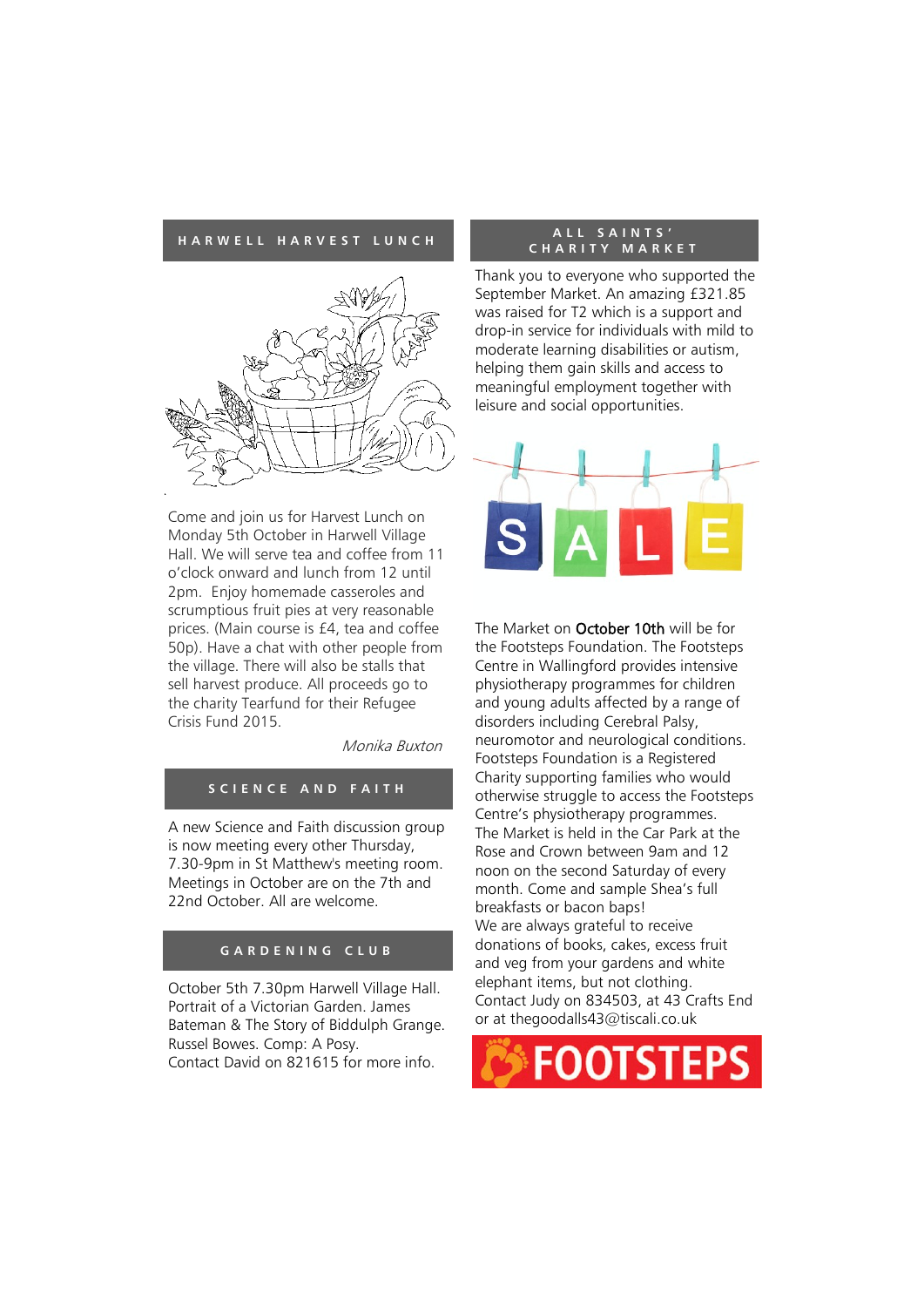## HARWELL HARVEST LUNCH

Come and join us for Harvest Lunch on Monday 5th October in Harwell Village Hall. We will serve tea and coffee from 11 o'clock onward and lunch from 12 until 2pm. Enjoy homemade casseroles and scrumptious fruit pies at very reasonable prices. (Main course is £4, tea and coffee 50p). Have a chat with other people from the village. There will also be stalls that sell harvest produce. All proceeds go to the charity Tearfund for their Refugee Crisis Fund 2015.

*Monika Buxton*

## SCIENCE AND FAITH

A new Science and Faith discussion group is now meeting every other Thursday, 7.30-9pm in St Matthew's meeting room. Meetings in October are on the 7th and 22nd October. All are welcome.

## GARDENING CLUB

October 5th 7.30pm Harwell Village Hall. Portrait of a Victorian Garden. James Bateman & The Story of Biddulph Grange. Russel Bowes. Comp: A Posy.
Contact David on 821615 for more info.

## ALL SAINTS' CHARITY MARKET

Thank you to everyone who supported the September Market. An amazing £321.85 was raised for T2 which is a support and drop-in service for individuals with mild to moderate learning disabilities or autism, helping them gain skills and access to meaningful employment together with leisure and social opportunities.

The Market on October 10th will be for the Footsteps Foundation. The Footsteps Centre in Wallingford provides intensive physiotherapy programmes for children and young adults affected by a range of disorders including Cerebral Palsy, neuromotor and neurological conditions. Footsteps Foundation is a Registered Charity supporting families who would otherwise struggle to access the Footsteps Centre's physiotherapy programmes.
The Market is held in the Car Park at the Rose and Crown between 9am and 12 noon on the second Saturday of every month. Come and sample Shea's full breakfasts or bacon baps!
We are always grateful to receive donations of books, cakes, excess fruit and veg from your gardens and white elephant items, but not clothing.
Contact Judy on 834503, at 43 Crafts End or at thegoodalls43@tiscali.co.uk

FOOTSTEPS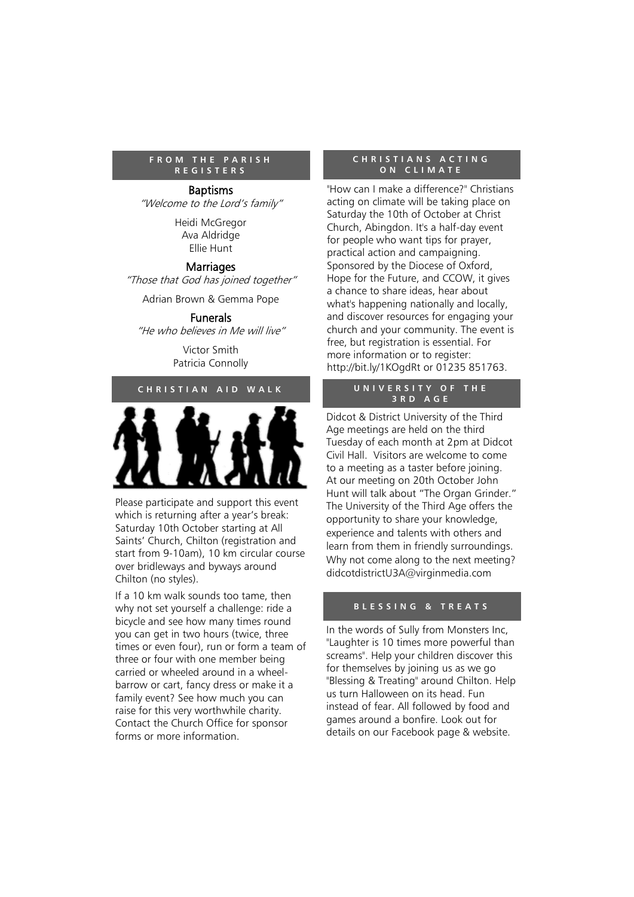## FROM THE PARISH REGISTERS

### Baptisms

*"Welcome to the Lord's family"*

Heidi McGregor
Ava Aldridge
Ellie Hunt

### Marriages

*"Those that God has joined together"*

Adrian Brown & Gemma Pope

### Funerals

*"He who believes in Me will live"*

Victor Smith
Patricia Connolly

## CHRISTIAN AID WALK

Please participate and support this event which is returning after a year's break: Saturday 10th October starting at All Saints' Church, Chilton (registration and start from 9-10am), 10 km circular course over bridleways and byways around Chilton (no styles).

If a 10 km walk sounds too tame, then why not set yourself a challenge: ride a bicycle and see how many times round you can get in two hours (twice, three times or even four), run or form a team of three or four with one member being carried or wheeled around in a wheel-barrow or cart, fancy dress or make it a family event? See how much you can raise for this very worthwhile charity. Contact the Church Office for sponsor forms or more information.

## CHRISTIANS ACTING ON CLIMATE

"How can I make a difference?" Christians acting on climate will be taking place on Saturday the 10th of October at Christ Church, Abingdon. It's a half-day event for people who want tips for prayer, practical action and campaigning. Sponsored by the Diocese of Oxford, Hope for the Future, and CCOW, it gives a chance to share ideas, hear about what's happening nationally and locally, and discover resources for engaging your church and your community. The event is free, but registration is essential. For more information or to register: http://bit.ly/1KOgdRt or 01235 851763.

## UNIVERSITY OF THE 3RD AGE

Didcot & District University of the Third Age meetings are held on the third Tuesday of each month at 2pm at Didcot Civil Hall. Visitors are welcome to come to a meeting as a taster before joining. At our meeting on 20th October John Hunt will talk about "The Organ Grinder." The University of the Third Age offers the opportunity to share your knowledge, experience and talents with others and learn from them in friendly surroundings. Why not come along to the next meeting? didcotdistrictU3A@virginmedia.com

## BLESSING & TREATS

In the words of Sully from Monsters Inc, "Laughter is 10 times more powerful than screams". Help your children discover this for themselves by joining us as we go "Blessing & Treating" around Chilton. Help us turn Halloween on its head. Fun instead of fear. All followed by food and games around a bonfire. Look out for details on our Facebook page & website.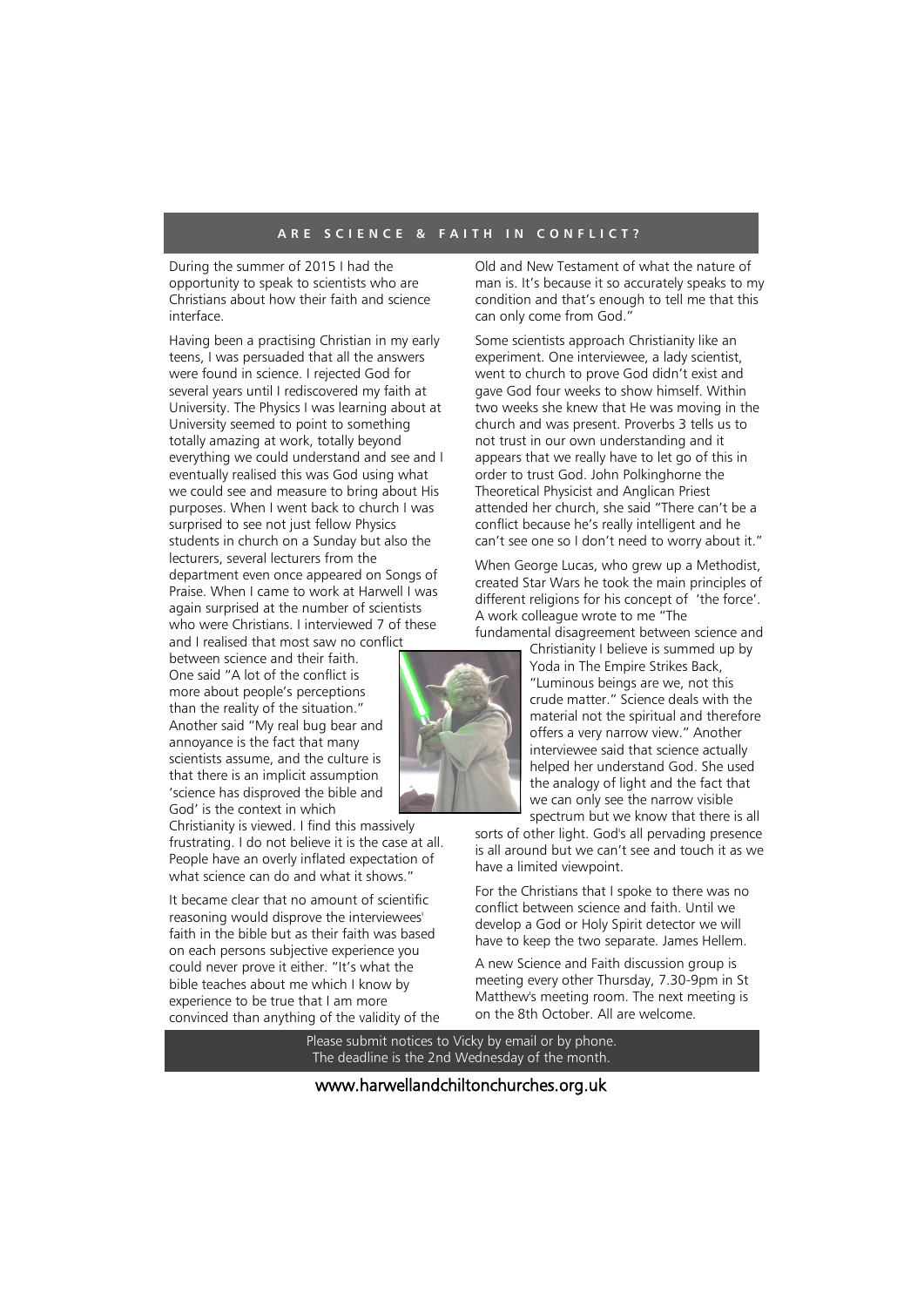## ARE SCIENCE & FAITH IN CONFLICT?

During the summer of 2015 I had the opportunity to speak to scientists who are Christians about how their faith and science interface.

Having been a practising Christian in my early teens, I was persuaded that all the answers were found in science. I rejected God for several years until I rediscovered my faith at University. The Physics I was learning about at University seemed to point to something totally amazing at work, totally beyond everything we could understand and see and I eventually realised this was God using what we could see and measure to bring about His purposes. When I went back to church I was surprised to see not just fellow Physics students in church on a Sunday but also the lecturers, several lecturers from the department even once appeared on Songs of Praise. When I came to work at Harwell I was again surprised at the number of scientists who were Christians. I interviewed 7 of these and I realised that most saw no conflict between science and their faith. One said "A lot of the conflict is more about people's perceptions than the reality of the situation." Another said "My real bug bear and annoyance is the fact that many scientists assume, and the culture is that there is an implicit assumption 'science has disproved the bible and God' is the context in which Christianity is viewed. I find this massively frustrating. I do not believe it is the case at all. People have an overly inflated expectation of what science can do and what it shows."

It became clear that no amount of scientific reasoning would disprove the interviewees' faith in the bible but as their faith was based on each persons subjective experience you could never prove it either. "It's what the bible teaches about me which I know by experience to be true that I am more convinced than anything of the validity of the Old and New Testament of what the nature of man is. It's because it so accurately speaks to my condition and that's enough to tell me that this can only come from God."

Some scientists approach Christianity like an experiment. One interviewee, a lady scientist, went to church to prove God didn't exist and gave God four weeks to show himself. Within two weeks she knew that He was moving in the church and was present. Proverbs 3 tells us to not trust in our own understanding and it appears that we really have to let go of this in order to trust God. John Polkinghorne the Theoretical Physicist and Anglican Priest attended her church, she said "There can't be a conflict because he's really intelligent and he can't see one so I don't need to worry about it."

When George Lucas, who grew up a Methodist, created Star Wars he took the main principles of different religions for his concept of 'the force'. A work colleague wrote to me "The fundamental disagreement between science and Christianity I believe is summed up by Yoda in The Empire Strikes Back, "Luminous beings are we, not this crude matter." Science deals with the material not the spiritual and therefore offers a very narrow view." Another interviewee said that science actually helped her understand God. She used the analogy of light and the fact that we can only see the narrow visible spectrum but we know that there is all sorts of other light. God's all pervading presence is all around but we can't see and touch it as we have a limited viewpoint.

For the Christians that I spoke to there was no conflict between science and faith. Until we develop a God or Holy Spirit detector we will have to keep the two separate. James Hellem.

A new Science and Faith discussion group is meeting every other Thursday, 7.30-9pm in St Matthew's meeting room. The next meeting is on the 8th October. All are welcome.

Please submit notices to Vicky by email or by phone.
The deadline is the 2nd Wednesday of the month.

www.harwellandchiltonchurches.org.uk